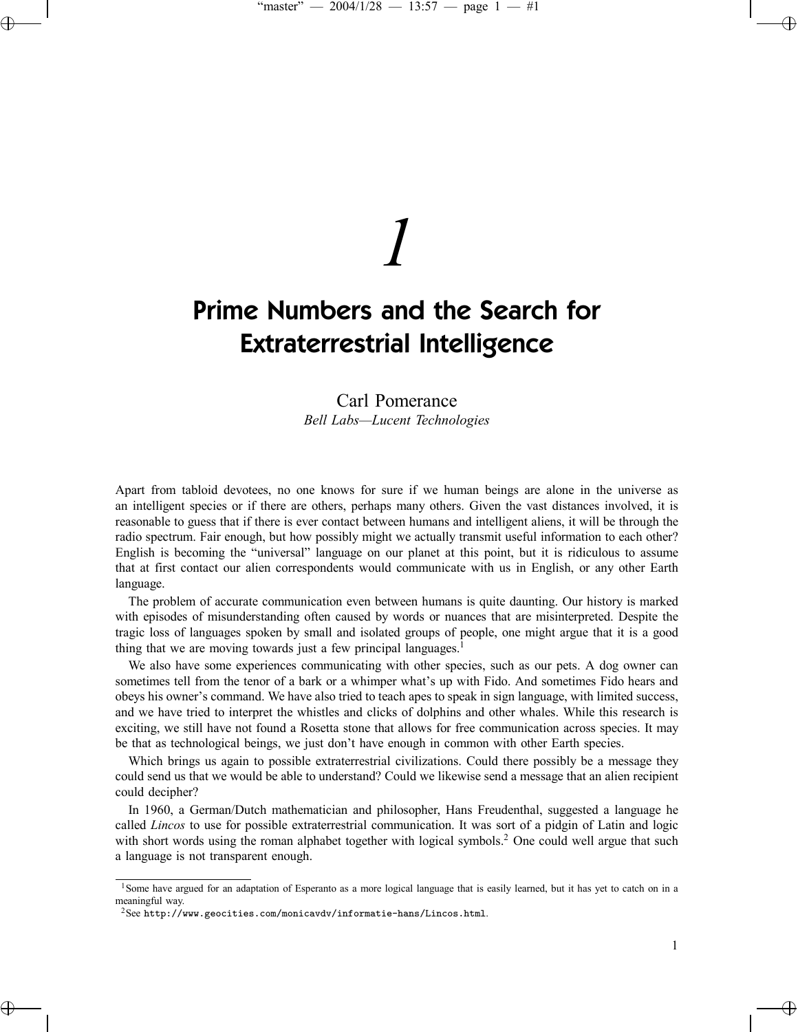# 1

# Prime Numbers and the Search for Extraterrestrial Intelligence

Carl Pomerance

*Bell Labs—Lucent Technologies*

Apart from tabloid devotees, no one knows for sure if we human beings are alone in the universe as an intelligent species or if there are others, perhaps many others. Given the vast distances involved, it is reasonable to guess that if there is ever contact between humans and intelligent aliens, it will be through the radio spectrum. Fair enough, but how possibly might we actually transmit useful information to each other? English is becoming the "universal" language on our planet at this point, but it is ridiculous to assume that at first contact our alien correspondents would communicate with us in English, or any other Earth language.

The problem of accurate communication even between humans is quite daunting. Our history is marked with episodes of misunderstanding often caused by words or nuances that are misinterpreted. Despite the tragic loss of languages spoken by small and isolated groups of people, one might argue that it is a good thing that we are moving towards just a few principal languages.[1]

We also have some experiences communicating with other species, such as our pets. A dog owner can sometimes tell from the tenor of a bark or a whimper what's up with Fido. And sometimes Fido hears and obeys his owner's command. We have also tried to teach apes to speak in sign language, with limited success, and we have tried to interpret the whistles and clicks of dolphins and other whales. While this research is exciting, we still have not found a Rosetta stone that allows for free communication across species. It may be that as technological beings, we just don't have enough in common with other Earth species.

Which brings us again to possible extraterrestrial civilizations. Could there possibly be a message they could send us that we would be able to understand? Could we likewise send a message that an alien recipient could decipher?

In 1960, a German/Dutch mathematician and philosopher, Hans Freudenthal, suggested a language he called *Lincos* to use for possible extraterrestrial communication. It was sort of a pidgin of Latin and logic with short words using the roman alphabet together with logical symbols.[2] One could well argue that such a language is not transparent enough.

[1] Some have argued for an adaptation of Esperanto as a more logical language that is easily learned, but it has yet to catch on in a meaningful way.

[2] See `http://www.geocities.com/monicavdv/informatie-hans/Lincos.html`.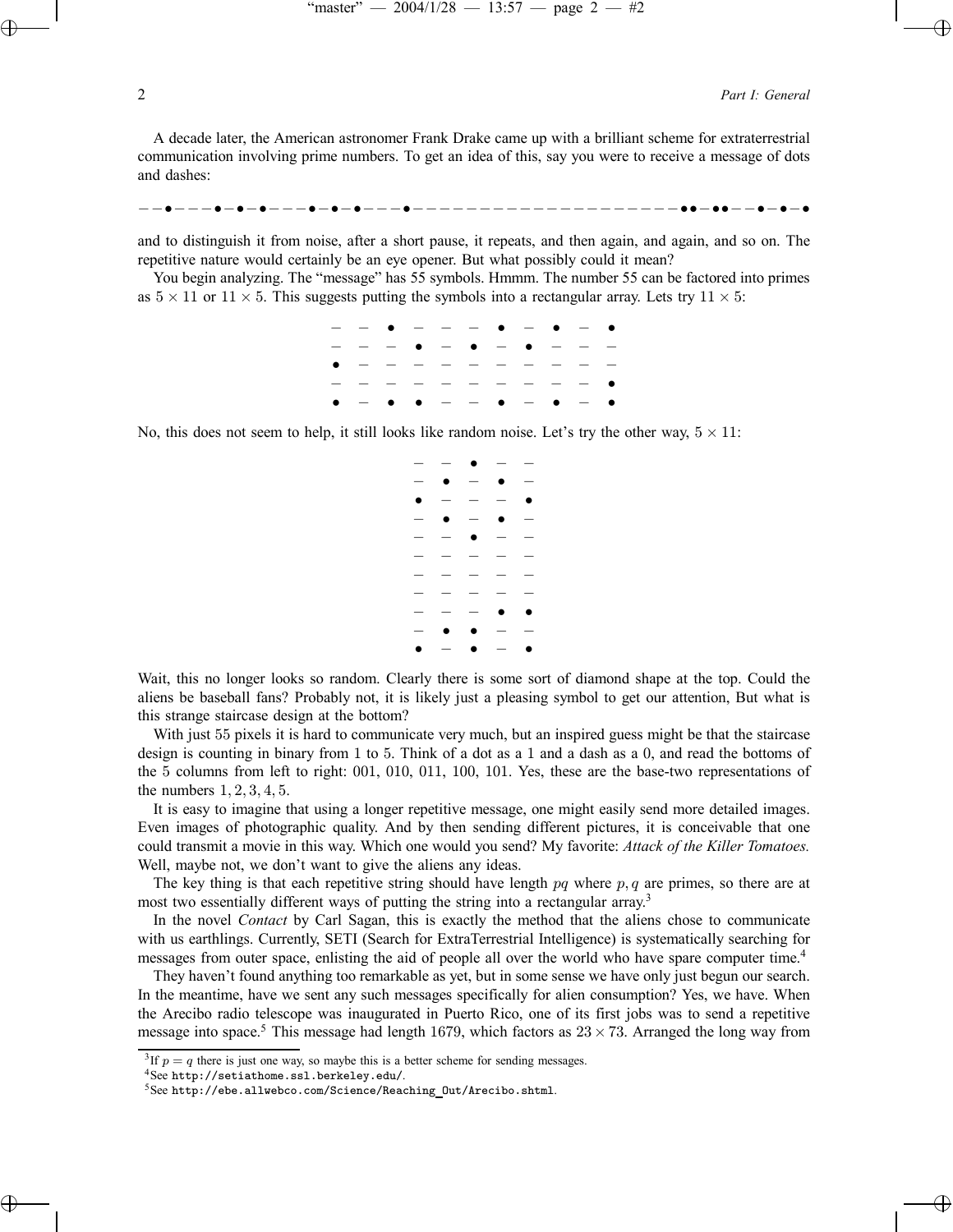A decade later, the American astronomer Frank Drake came up with a brilliant scheme for extraterrestrial communication involving prime numbers. To get an idea of this, say you were to receive a message of dots and dashes:

––•–––•–•–•–––•–•–•–––•––––––––––––––––––––••–••––•–•–•

and to distinguish it from noise, after a short pause, it repeats, and then again, and again, and so on. The repetitive nature would certainly be an eye opener. But what possibly could it mean?

You begin analyzing. The "message" has 55 symbols. Hmmm. The number 55 can be factored into primes as $5 \times 11$ or $11 \times 5$. This suggests putting the symbols into a rectangular array. Lets try $11 \times 5$:

```
–  –  •  –  –  –  •  –  •  –  •
–  –  –  •  –  •  –  •  –  –  –
•  –  –  –  –  –  –  –  –  –  –
–  –  –  –  –  –  –  –  –  –  •
•  –  •  •  –  –  •  –  •  –  •
```

No, this does not seem to help, it still looks like random noise. Let's try the other way, $5 \times 11$:

```
–  –  •  –  –
–  •  –  •  –
•  –  –  –  •
–  •  –  •  –
–  –  •  –  –
–  –  –  –  –
–  –  –  –  –
–  –  –  –  –
–  –  –  •  •
–  •  •  –  –
•  –  •  –  •
```

Wait, this no longer looks so random. Clearly there is some sort of diamond shape at the top. Could the aliens be baseball fans? Probably not, it is likely just a pleasing symbol to get our attention, But what is this strange staircase design at the bottom?

With just 55 pixels it is hard to communicate very much, but an inspired guess might be that the staircase design is counting in binary from 1 to 5. Think of a dot as a 1 and a dash as a 0, and read the bottoms of the 5 columns from left to right: 001, 010, 011, 100, 101. Yes, these are the base-two representations of the numbers $1, 2, 3, 4, 5$.

It is easy to imagine that using a longer repetitive message, one might easily send more detailed images. Even images of photographic quality. And by then sending different pictures, it is conceivable that one could transmit a movie in this way. Which one would you send? My favorite: *Attack of the Killer Tomatoes.* Well, maybe not, we don't want to give the aliens any ideas.

The key thing is that each repetitive string should have length $pq$ where $p, q$ are primes, so there are at most two essentially different ways of putting the string into a rectangular array.[3]

In the novel *Contact* by Carl Sagan, this is exactly the method that the aliens chose to communicate with us earthlings. Currently, SETI (Search for ExtraTerrestrial Intelligence) is systematically searching for messages from outer space, enlisting the aid of people all over the world who have spare computer time.[4]

They haven't found anything too remarkable as yet, but in some sense we have only just begun our search. In the meantime, have we sent any such messages specifically for alien consumption? Yes, we have. When the Arecibo radio telescope was inaugurated in Puerto Rico, one of its first jobs was to send a repetitive message into space.[5] This message had length 1679, which factors as $23 \times 73$. Arranged the long way from

---

[3] If $p = q$ there is just one way, so maybe this is a better scheme for sending messages.

[4] See http://setiathome.ssl.berkeley.edu/.

[5] See http://ebe.allwebco.com/Science/Reaching_Out/Arecibo.shtml.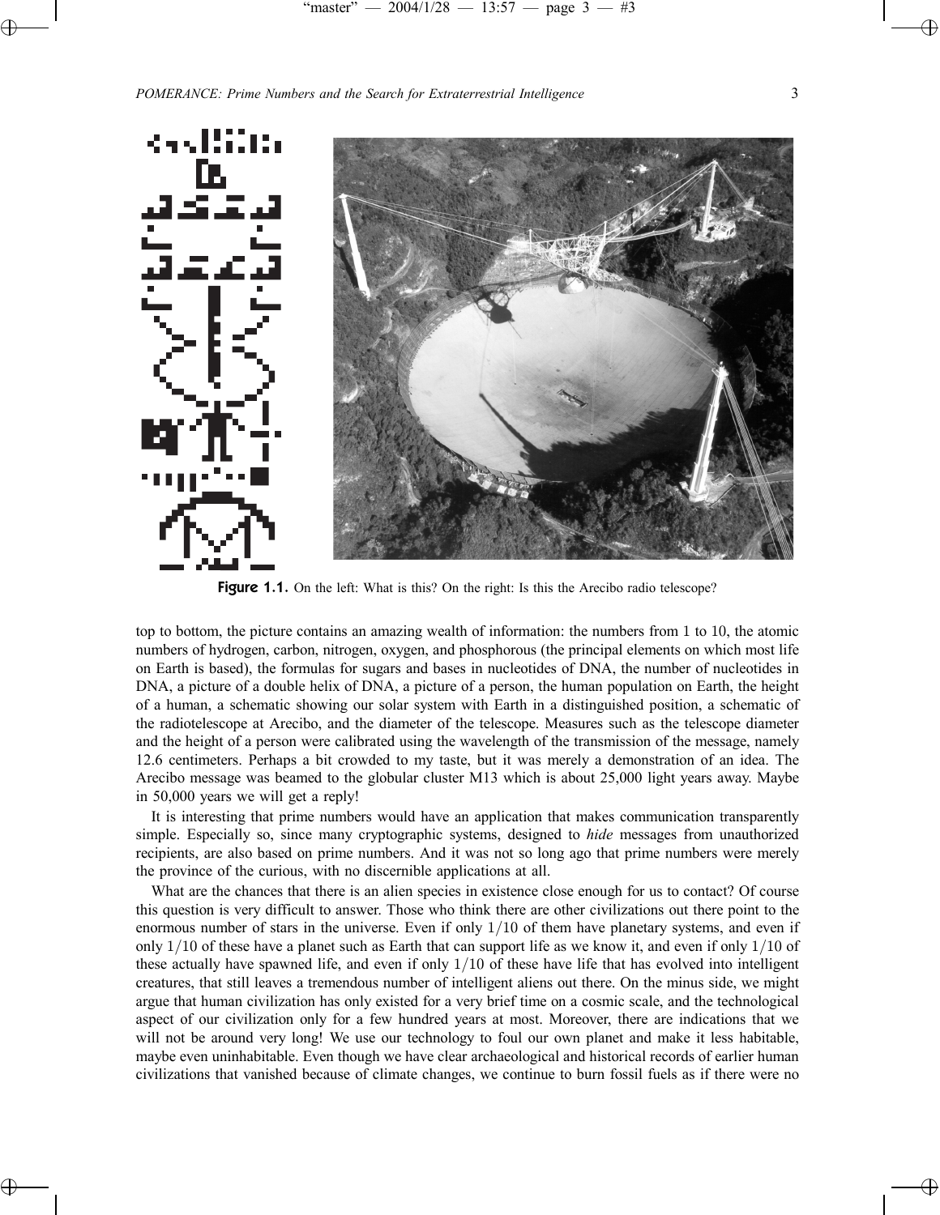**Figure 1.1.** On the left: What is this? On the right: Is this the Arecibo radio telescope?

top to bottom, the picture contains an amazing wealth of information: the numbers from 1 to 10, the atomic numbers of hydrogen, carbon, nitrogen, oxygen, and phosphorous (the principal elements on which most life on Earth is based), the formulas for sugars and bases in nucleotides of DNA, the number of nucleotides in DNA, a picture of a double helix of DNA, a picture of a person, the human population on Earth, the height of a human, a schematic showing our solar system with Earth in a distinguished position, a schematic of the radiotelescope at Arecibo, and the diameter of the telescope. Measures such as the telescope diameter and the height of a person were calibrated using the wavelength of the transmission of the message, namely 12.6 centimeters. Perhaps a bit crowded to my taste, but it was merely a demonstration of an idea. The Arecibo message was beamed to the globular cluster M13 which is about 25,000 light years away. Maybe in 50,000 years we will get a reply!

It is interesting that prime numbers would have an application that makes communication transparently simple. Especially so, since many cryptographic systems, designed to *hide* messages from unauthorized recipients, are also based on prime numbers. And it was not so long ago that prime numbers were merely the province of the curious, with no discernible applications at all.

What are the chances that there is an alien species in existence close enough for us to contact? Of course this question is very difficult to answer. Those who think there are other civilizations out there point to the enormous number of stars in the universe. Even if only $1/10$ of them have planetary systems, and even if only $1/10$ of these have a planet such as Earth that can support life as we know it, and even if only $1/10$ of these actually have spawned life, and even if only $1/10$ of these have life that has evolved into intelligent creatures, that still leaves a tremendous number of intelligent aliens out there. On the minus side, we might argue that human civilization has only existed for a very brief time on a cosmic scale, and the technological aspect of our civilization only for a few hundred years at most. Moreover, there are indications that we will not be around very long! We use our technology to foul our own planet and make it less habitable, maybe even uninhabitable. Even though we have clear archaeological and historical records of earlier human civilizations that vanished because of climate changes, we continue to burn fossil fuels as if there were no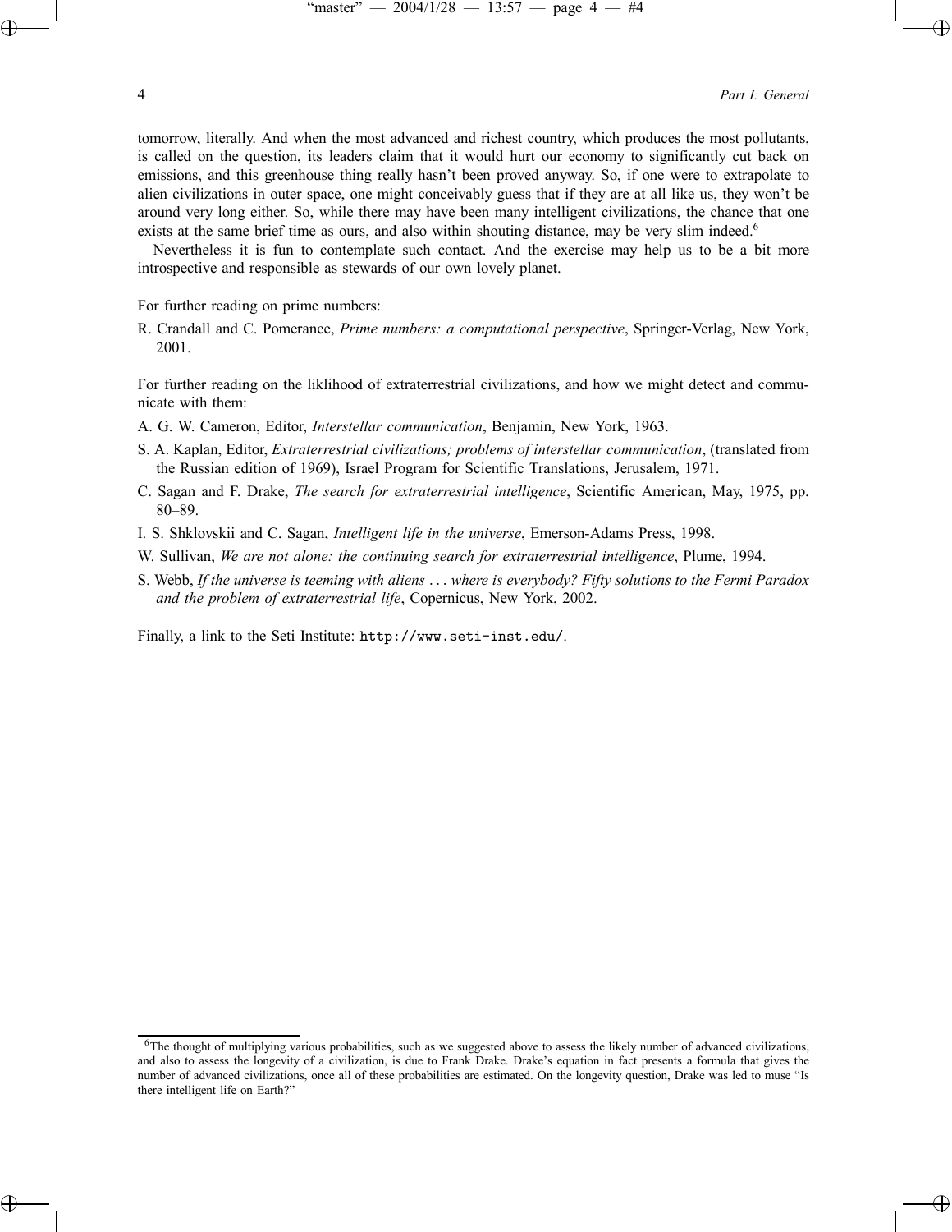tomorrow, literally. And when the most advanced and richest country, which produces the most pollutants, is called on the question, its leaders claim that it would hurt our economy to significantly cut back on emissions, and this greenhouse thing really hasn't been proved anyway. So, if one were to extrapolate to alien civilizations in outer space, one might conceivably guess that if they are at all like us, they won't be around very long either. So, while there may have been many intelligent civilizations, the chance that one exists at the same brief time as ours, and also within shouting distance, may be very slim indeed.[6]

Nevertheless it is fun to contemplate such contact. And the exercise may help us to be a bit more introspective and responsible as stewards of our own lovely planet.

For further reading on prime numbers:

R. Crandall and C. Pomerance, *Prime numbers: a computational perspective*, Springer-Verlag, New York, 2001.

For further reading on the liklihood of extraterrestrial civilizations, and how we might detect and communicate with them:

A. G. W. Cameron, Editor, *Interstellar communication*, Benjamin, New York, 1963.

S. A. Kaplan, Editor, *Extraterrestrial civilizations; problems of interstellar communication*, (translated from the Russian edition of 1969), Israel Program for Scientific Translations, Jerusalem, 1971.

C. Sagan and F. Drake, *The search for extraterrestrial intelligence*, Scientific American, May, 1975, pp. 80–89.

I. S. Shklovskii and C. Sagan, *Intelligent life in the universe*, Emerson-Adams Press, 1998.

W. Sullivan, *We are not alone: the continuing search for extraterrestrial intelligence*, Plume, 1994.

S. Webb, *If the universe is teeming with aliens ... where is everybody? Fifty solutions to the Fermi Paradox and the problem of extraterrestrial life*, Copernicus, New York, 2002.

Finally, a link to the Seti Institute: `http://www.seti-inst.edu/`.

---

[6] The thought of multiplying various probabilities, such as we suggested above to assess the likely number of advanced civilizations, and also to assess the longevity of a civilization, is due to Frank Drake. Drake's equation in fact presents a formula that gives the number of advanced civilizations, once all of these probabilities are estimated. On the longevity question, Drake was led to muse "Is there intelligent life on Earth?"